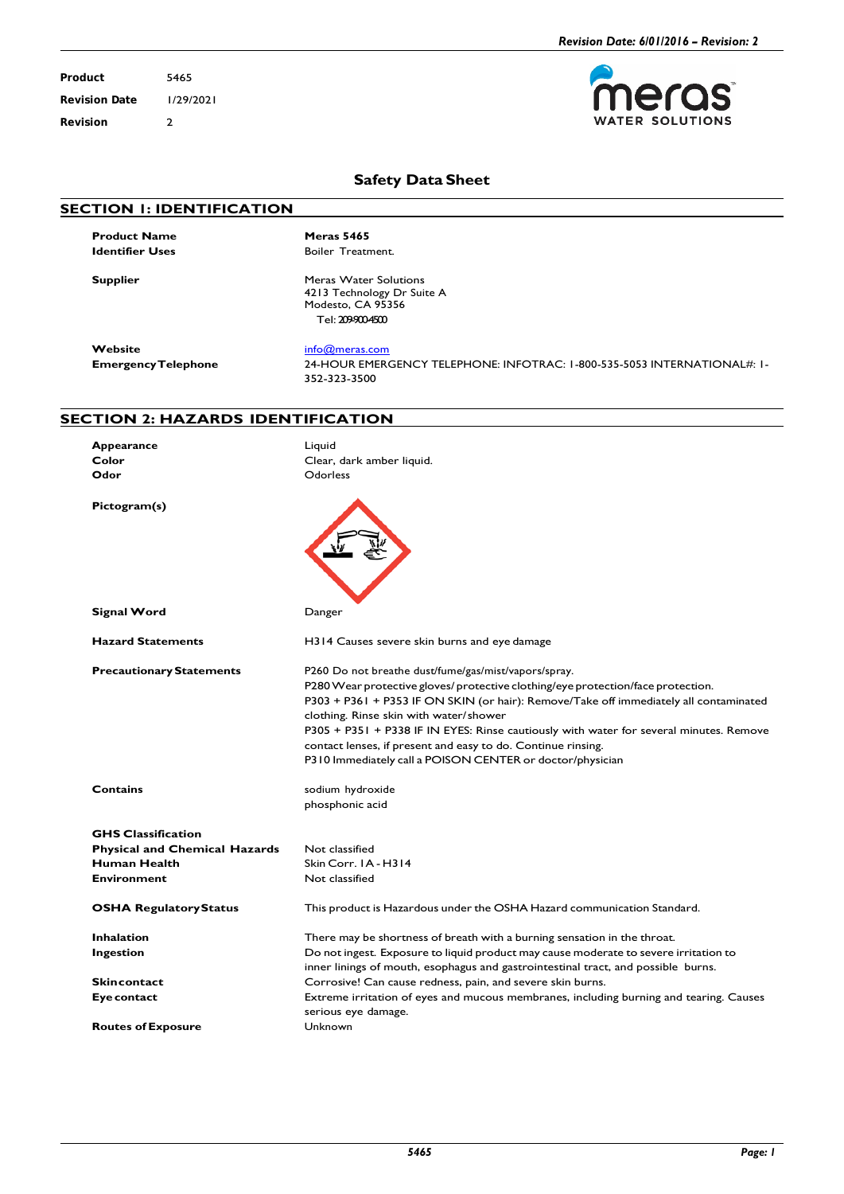| | |
|---|---|
| **Product** | 5465 |
| **Revision Date** | 1/29/2021 |
| **Revision** | 2 |

# Safety Data Sheet

## SECTION 1: IDENTIFICATION

| | |
|---|---|
| **Product Name** | **Meras 5465** |
| **Identifier Uses** | Boiler Treatment. |
| **Supplier** | Meras Water Solutions<br>4213 Technology Dr Suite A<br>Modesto, CA 95356<br>Tel: 209-900-4500 |
| **Website** | info@meras.com |
| **Emergency Telephone** | 24-HOUR EMERGENCY TELEPHONE: INFOTRAC: 1-800-535-5053 INTERNATIONAL#: 1-352-323-3500 |

## SECTION 2: HAZARDS IDENTIFICATION

| | |
|---|---|
| **Appearance** | Liquid |
| **Color** | Clear, dark amber liquid. |
| **Odor** | Odorless |
| **Pictogram(s)** | |
| **Signal Word** | Danger |
| **Hazard Statements** | H314 Causes severe skin burns and eye damage |
| **Precautionary Statements** | P260 Do not breathe dust/fume/gas/mist/vapors/spray.<br>P280 Wear protective gloves/ protective clothing/eye protection/face protection.<br>P303 + P361 + P353 IF ON SKIN (or hair): Remove/Take off immediately all contaminated clothing. Rinse skin with water/shower<br>P305 + P351 + P338 IF IN EYES: Rinse cautiously with water for several minutes. Remove contact lenses, if present and easy to do. Continue rinsing.<br>P310 Immediately call a POISON CENTER or doctor/physician |
| **Contains** | sodium hydroxide<br>phosphonic acid |
| **GHS Classification** | |
| **Physical and Chemical Hazards** | Not classified |
| **Human Health** | Skin Corr. 1A - H314 |
| **Environment** | Not classified |
| **OSHA Regulatory Status** | This product is Hazardous under the OSHA Hazard communication Standard. |
| **Inhalation** | There may be shortness of breath with a burning sensation in the throat. |
| **Ingestion** | Do not ingest. Exposure to liquid product may cause moderate to severe irritation to inner linings of mouth, esophagus and gastrointestinal tract, and possible burns. |
| **Skin contact** | Corrosive! Can cause redness, pain, and severe skin burns. |
| **Eye contact** | Extreme irritation of eyes and mucous membranes, including burning and tearing. Causes serious eye damage. |
| **Routes of Exposure** | Unknown |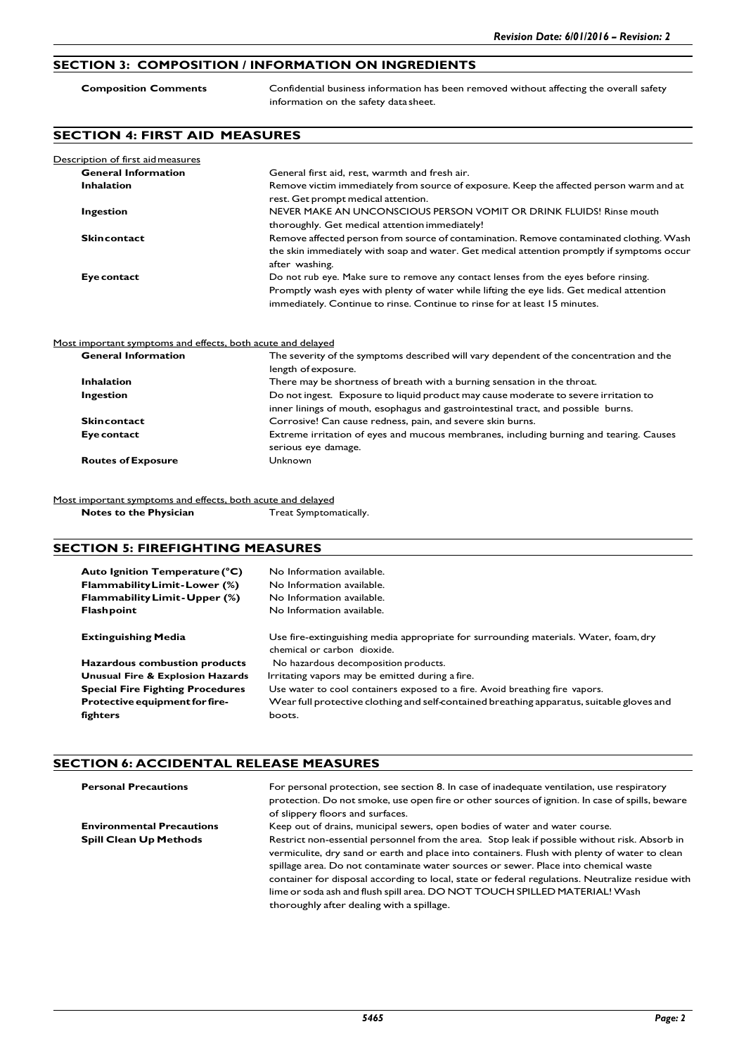## SECTION 3: COMPOSITION / INFORMATION ON INGREDIENTS

**Composition Comments** Confidential business information has been removed without affecting the overall safety information on the safety data sheet.

## SECTION 4: FIRST AID MEASURES

Description of first aid measures

| | |
|---|---|
| **General Information** | General first aid, rest, warmth and fresh air. |
| **Inhalation** | Remove victim immediately from source of exposure. Keep the affected person warm and at rest. Get prompt medical attention. |
| **Ingestion** | NEVER MAKE AN UNCONSCIOUS PERSON VOMIT OR DRINK FLUIDS! Rinse mouth thoroughly. Get medical attention immediately! |
| **Skin contact** | Remove affected person from source of contamination. Remove contaminated clothing. Wash the skin immediately with soap and water. Get medical attention promptly if symptoms occur after washing. |
| **Eye contact** | Do not rub eye. Make sure to remove any contact lenses from the eyes before rinsing. Promptly wash eyes with plenty of water while lifting the eye lids. Get medical attention immediately. Continue to rinse. Continue to rinse for at least 15 minutes. |

Most important symptoms and effects, both acute and delayed

| | |
|---|---|
| **General Information** | The severity of the symptoms described will vary dependent of the concentration and the length of exposure. |
| **Inhalation** | There may be shortness of breath with a burning sensation in the throat. |
| **Ingestion** | Do not ingest. Exposure to liquid product may cause moderate to severe irritation to inner linings of mouth, esophagus and gastrointestinal tract, and possible burns. |
| **Skin contact** | Corrosive! Can cause redness, pain, and severe skin burns. |
| **Eye contact** | Extreme irritation of eyes and mucous membranes, including burning and tearing. Causes serious eye damage. |
| **Routes of Exposure** | Unknown |

Most important symptoms and effects, both acute and delayed

**Notes to the Physician** Treat Symptomatically.

## SECTION 5: FIREFIGHTING MEASURES

| | |
|---|---|
| **Auto Ignition Temperature (°C)** | No Information available. |
| **Flammability Limit - Lower (%)** | No Information available. |
| **Flammability Limit - Upper (%)** | No Information available. |
| **Flash point** | No Information available. |
| **Extinguishing Media** | Use fire-extinguishing media appropriate for surrounding materials. Water, foam, dry chemical or carbon dioxide. |
| **Hazardous combustion products** | No hazardous decomposition products. |
| **Unusual Fire & Explosion Hazards** | Irritating vapors may be emitted during a fire. |
| **Special Fire Fighting Procedures** | Use water to cool containers exposed to a fire. Avoid breathing fire vapors. |
| **Protective equipment for fire-fighters** | Wear full protective clothing and self-contained breathing apparatus, suitable gloves and boots. |

## SECTION 6: ACCIDENTAL RELEASE MEASURES

| | |
|---|---|
| **Personal Precautions** | For personal protection, see section 8. In case of inadequate ventilation, use respiratory protection. Do not smoke, use open fire or other sources of ignition. In case of spills, beware of slippery floors and surfaces. |
| **Environmental Precautions** | Keep out of drains, municipal sewers, open bodies of water and water course. |
| **Spill Clean Up Methods** | Restrict non-essential personnel from the area. Stop leak if possible without risk. Absorb in vermiculite, dry sand or earth and place into containers. Flush with plenty of water to clean spillage area. Do not contaminate water sources or sewer. Place into chemical waste container for disposal according to local, state or federal regulations. Neutralize residue with lime or soda ash and flush spill area. DO NOT TOUCH SPILLED MATERIAL! Wash thoroughly after dealing with a spillage. |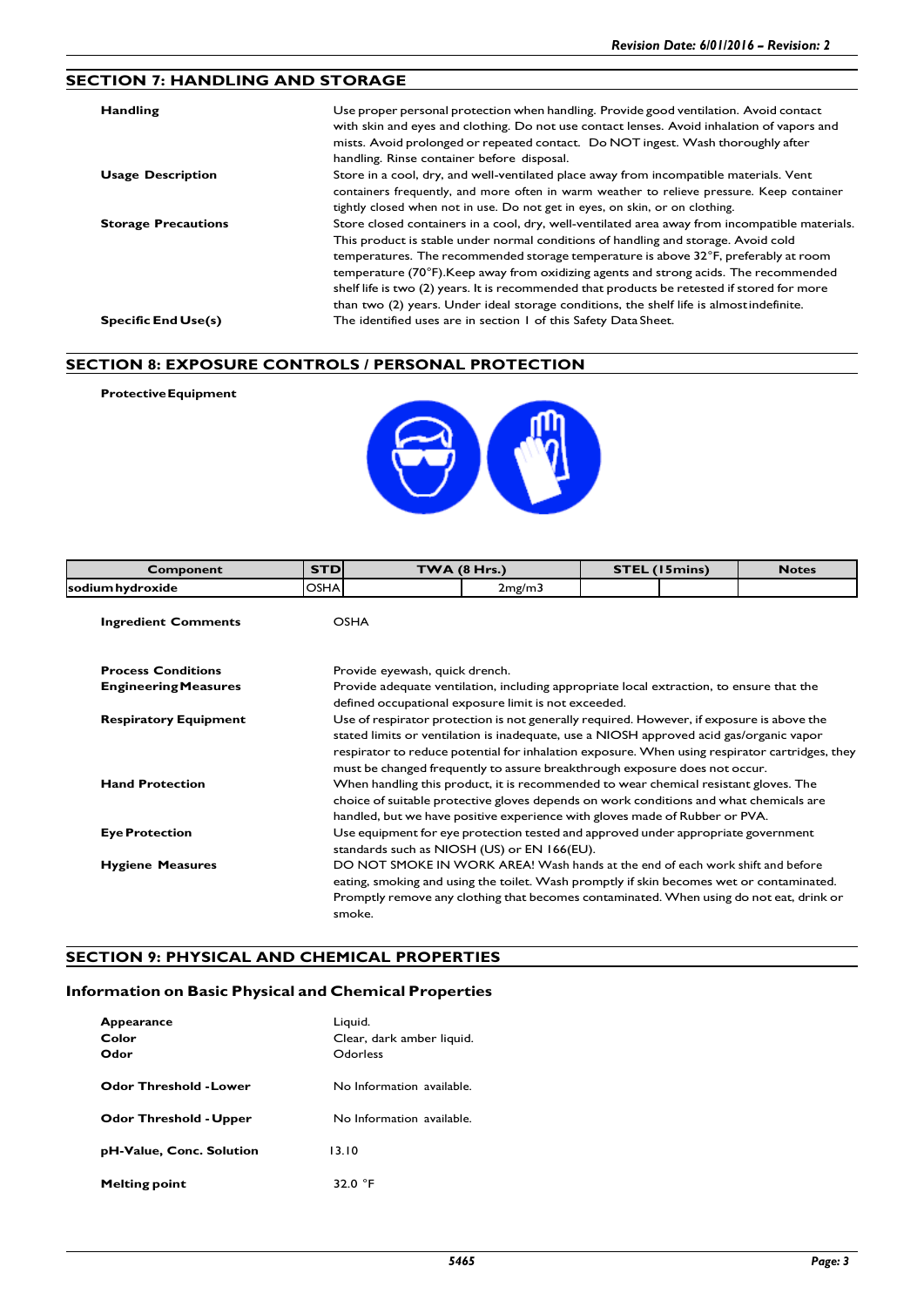## SECTION 7: HANDLING AND STORAGE

**Handling** Use proper personal protection when handling. Provide good ventilation. Avoid contact with skin and eyes and clothing. Do not use contact lenses. Avoid inhalation of vapors and mists. Avoid prolonged or repeated contact. Do NOT ingest. Wash thoroughly after handling. Rinse container before disposal.

**Usage Description** Store in a cool, dry, and well-ventilated place away from incompatible materials. Vent containers frequently, and more often in warm weather to relieve pressure. Keep container tightly closed when not in use. Do not get in eyes, on skin, or on clothing.

**Storage Precautions** Store closed containers in a cool, dry, well-ventilated area away from incompatible materials. This product is stable under normal conditions of handling and storage. Avoid cold temperatures. The recommended storage temperature is above 32°F, preferably at room temperature (70°F).Keep away from oxidizing agents and strong acids. The recommended shelf life is two (2) years. It is recommended that products be retested if stored for more than two (2) years. Under ideal storage conditions, the shelf life is almost indefinite.

**Specific End Use(s)** The identified uses are in section 1 of this Safety Data Sheet.

## SECTION 8: EXPOSURE CONTROLS / PERSONAL PROTECTION

**Protective Equipment**

| Component | STD | TWA (8 Hrs.) | | STEL (15mins) | | Notes |
|---|---|---|---|---|---|---|
| sodium hydroxide | OSHA | | 2mg/m3 | | | |

**Ingredient Comments** OSHA

**Process Conditions** Provide eyewash, quick drench.

**Engineering Measures** Provide adequate ventilation, including appropriate local extraction, to ensure that the defined occupational exposure limit is not exceeded.

**Respiratory Equipment** Use of respirator protection is not generally required. However, if exposure is above the stated limits or ventilation is inadequate, use a NIOSH approved acid gas/organic vapor respirator to reduce potential for inhalation exposure. When using respirator cartridges, they must be changed frequently to assure breakthrough exposure does not occur.

**Hand Protection** When handling this product, it is recommended to wear chemical resistant gloves. The choice of suitable protective gloves depends on work conditions and what chemicals are handled, but we have positive experience with gloves made of Rubber or PVA.

**Eye Protection** Use equipment for eye protection tested and approved under appropriate government standards such as NIOSH (US) or EN 166(EU).

**Hygiene Measures** DO NOT SMOKE IN WORK AREA! Wash hands at the end of each work shift and before eating, smoking and using the toilet. Wash promptly if skin becomes wet or contaminated. Promptly remove any clothing that becomes contaminated. When using do not eat, drink or smoke.

## SECTION 9: PHYSICAL AND CHEMICAL PROPERTIES

### Information on Basic Physical and Chemical Properties

**Appearance** Liquid.
**Color** Clear, dark amber liquid.
**Odor** Odorless

**Odor Threshold -Lower** No Information available.

**Odor Threshold - Upper** No Information available.

**pH-Value, Conc. Solution** 13.10

**Melting point** 32.0 °F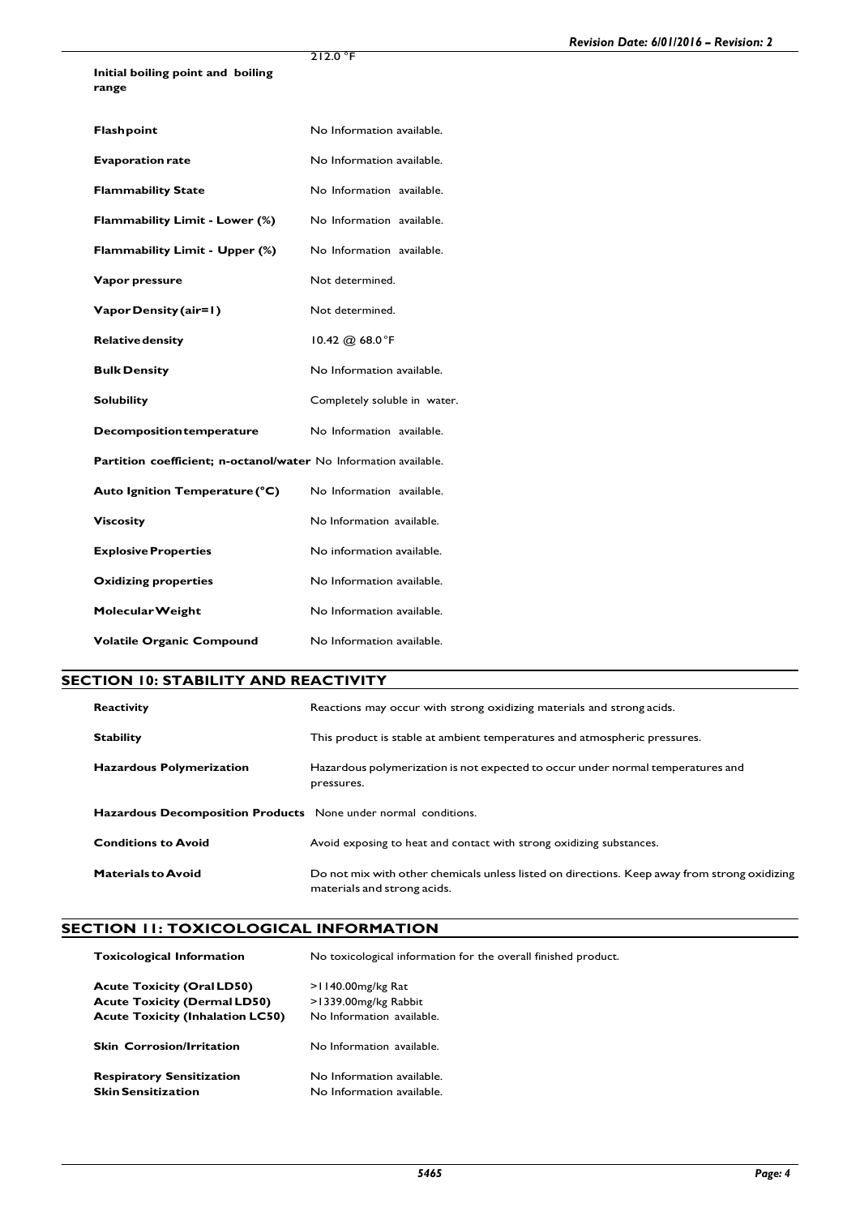| | |
|---|---|
| **Initial boiling point and boiling range** | 212.0 °F |
| **Flashpoint** | No Information available. |
| **Evaporation rate** | No Information available. |
| **Flammability State** | No Information available. |
| **Flammability Limit - Lower (%)** | No Information available. |
| **Flammability Limit - Upper (%)** | No Information available. |
| **Vapor pressure** | Not determined. |
| **Vapor Density (air=1)** | Not determined. |
| **Relative density** | 10.42 @ 68.0 °F |
| **Bulk Density** | No Information available. |
| **Solubility** | Completely soluble in water. |
| **Decomposition temperature** | No Information available. |
| **Partition coefficient; n-octanol/water** | No Information available. |
| **Auto Ignition Temperature (°C)** | No Information available. |
| **Viscosity** | No Information available. |
| **Explosive Properties** | No information available. |
| **Oxidizing properties** | No Information available. |
| **Molecular Weight** | No Information available. |
| **Volatile Organic Compound** | No Information available. |

## SECTION 10: STABILITY AND REACTIVITY

| | |
|---|---|
| **Reactivity** | Reactions may occur with strong oxidizing materials and strong acids. |
| **Stability** | This product is stable at ambient temperatures and atmospheric pressures. |
| **Hazardous Polymerization** | Hazardous polymerization is not expected to occur under normal temperatures and pressures. |
| **Hazardous Decomposition Products** | None under normal conditions. |
| **Conditions to Avoid** | Avoid exposing to heat and contact with strong oxidizing substances. |
| **Materials to Avoid** | Do not mix with other chemicals unless listed on directions. Keep away from strong oxidizing materials and strong acids. |

## SECTION 11: TOXICOLOGICAL INFORMATION

| | |
|---|---|
| **Toxicological Information** | No toxicological information for the overall finished product. |
| **Acute Toxicity (Oral LD50)** | >1140.00mg/kg Rat |
| **Acute Toxicity (Dermal LD50)** | >1339.00mg/kg Rabbit |
| **Acute Toxicity (Inhalation LC50)** | No Information available. |
| **Skin Corrosion/Irritation** | No Information available. |
| **Respiratory Sensitization** | No Information available. |
| **Skin Sensitization** | No Information available. |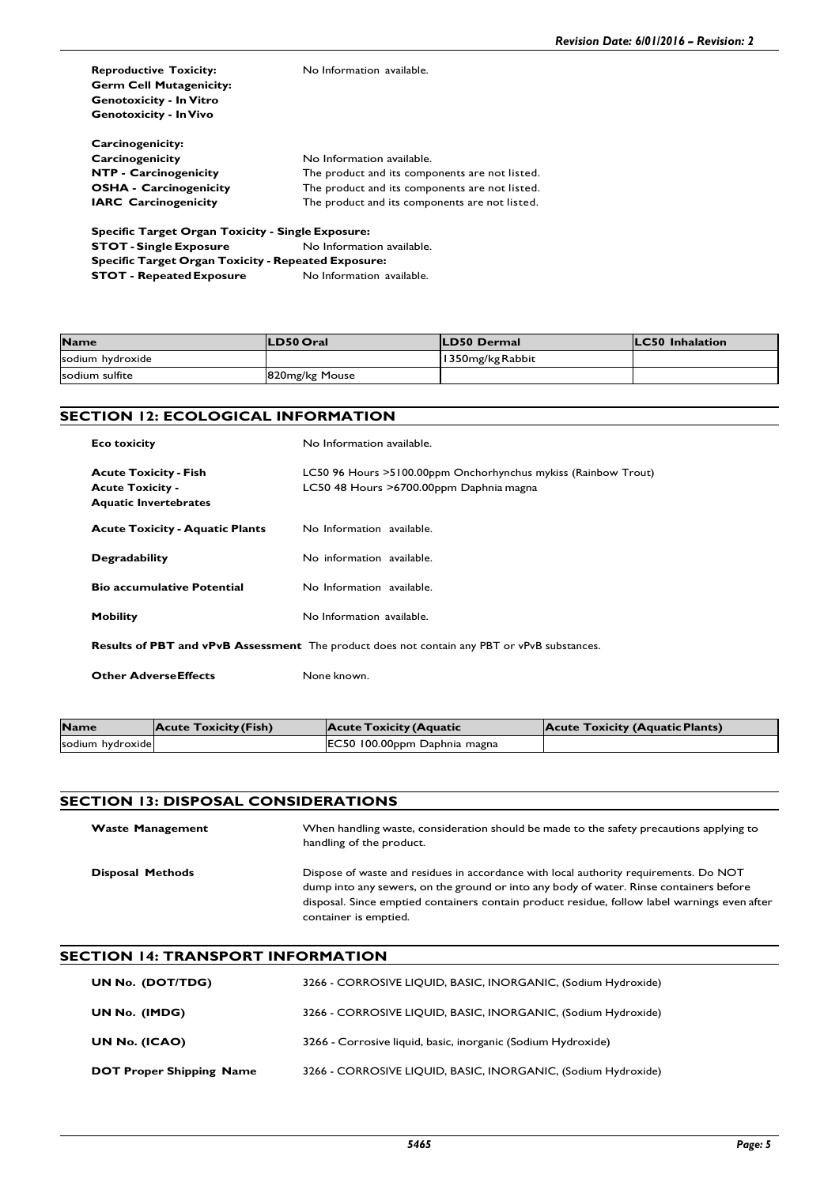**Reproductive Toxicity:** No Information available.
**Germ Cell Mutagenicity:**
**Genotoxicity - In Vitro**
**Genotoxicity - In Vivo**

**Carcinogenicity:**

| | |
|---|---|
| **Carcinogenicity** | No Information available. |
| **NTP - Carcinogenicity** | The product and its components are not listed. |
| **OSHA - Carcinogenicity** | The product and its components are not listed. |
| **IARC Carcinogenicity** | The product and its components are not listed. |

**Specific Target Organ Toxicity - Single Exposure:**
**STOT - Single Exposure** No Information available.
**Specific Target Organ Toxicity - Repeated Exposure:**
**STOT - Repeated Exposure** No Information available.

| Name | LD50 Oral | LD50 Dermal | LC50 Inhalation |
|---|---|---|---|
| sodium hydroxide | | 1350mg/kg Rabbit | |
| sodium sulfite | 820mg/kg Mouse | | |

## SECTION 12: ECOLOGICAL INFORMATION

| | |
|---|---|
| **Eco toxicity** | No Information available. |
| **Acute Toxicity - Fish** | LC50 96 Hours >5100.00ppm Onchorhynchus mykiss (Rainbow Trout) |
| **Acute Toxicity - Aquatic Invertebrates** | LC50 48 Hours >6700.00ppm Daphnia magna |
| **Acute Toxicity - Aquatic Plants** | No Information available. |
| **Degradability** | No information available. |
| **Bio accumulative Potential** | No Information available. |
| **Mobility** | No Information available. |

**Results of PBT and vPvB Assessment** The product does not contain any PBT or vPvB substances.

**Other Adverse Effects** None known.

| Name | Acute Toxicity (Fish) | Acute Toxicity (Aquatic | Acute Toxicity (Aquatic Plants) |
|---|---|---|---|
| sodium hydroxide | | EC50 100.00ppm Daphnia magna | |

## SECTION 13: DISPOSAL CONSIDERATIONS

| | |
|---|---|
| **Waste Management** | When handling waste, consideration should be made to the safety precautions applying to handling of the product. |
| **Disposal Methods** | Dispose of waste and residues in accordance with local authority requirements. Do NOT dump into any sewers, on the ground or into any body of water. Rinse containers before disposal. Since emptied containers contain product residue, follow label warnings even after container is emptied. |

## SECTION 14: TRANSPORT INFORMATION

| | |
|---|---|
| **UN No. (DOT/TDG)** | 3266 - CORROSIVE LIQUID, BASIC, INORGANIC, (Sodium Hydroxide) |
| **UN No. (IMDG)** | 3266 - CORROSIVE LIQUID, BASIC, INORGANIC, (Sodium Hydroxide) |
| **UN No. (ICAO)** | 3266 - Corrosive liquid, basic, inorganic (Sodium Hydroxide) |
| **DOT Proper Shipping Name** | 3266 - CORROSIVE LIQUID, BASIC, INORGANIC, (Sodium Hydroxide) |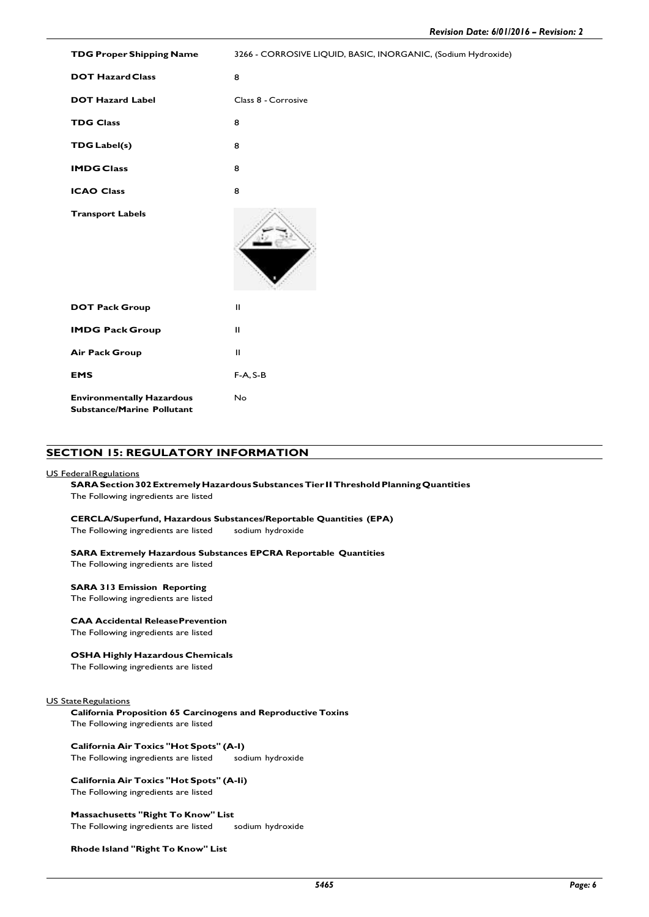| | |
|---|---|
| **TDG Proper Shipping Name** | 3266 - CORROSIVE LIQUID, BASIC, INORGANIC, (Sodium Hydroxide) |
| **DOT Hazard Class** | 8 |
| **DOT Hazard Label** | Class 8 - Corrosive |
| **TDG Class** | 8 |
| **TDG Label(s)** | 8 |
| **IMDG Class** | 8 |
| **ICAO Class** | 8 |
| **Transport Labels** | |
| **DOT Pack Group** | II |
| **IMDG Pack Group** | II |
| **Air Pack Group** | II |
| **EMS** | F-A, S-B |
| **Environmentally Hazardous Substance/Marine Pollutant** | No |

## SECTION 15: REGULATORY INFORMATION

US Federal Regulations

**SARA Section 302 Extremely Hazardous Substances Tier II Threshold Planning Quantities**
The Following ingredients are listed

**CERCLA/Superfund, Hazardous Substances/Reportable Quantities (EPA)**
The Following ingredients are listed sodium hydroxide

**SARA Extremely Hazardous Substances EPCRA Reportable Quantities**
The Following ingredients are listed

**SARA 313 Emission Reporting**
The Following ingredients are listed

**CAA Accidental Release Prevention**
The Following ingredients are listed

**OSHA Highly Hazardous Chemicals**
The Following ingredients are listed

US State Regulations

**California Proposition 65 Carcinogens and Reproductive Toxins**
The Following ingredients are listed

**California Air Toxics "Hot Spots" (A-I)**
The Following ingredients are listed sodium hydroxide

**California Air Toxics "Hot Spots" (A-Ii)**
The Following ingredients are listed

**Massachusetts "Right To Know" List**
The Following ingredients are listed sodium hydroxide

**Rhode Island "Right To Know" List**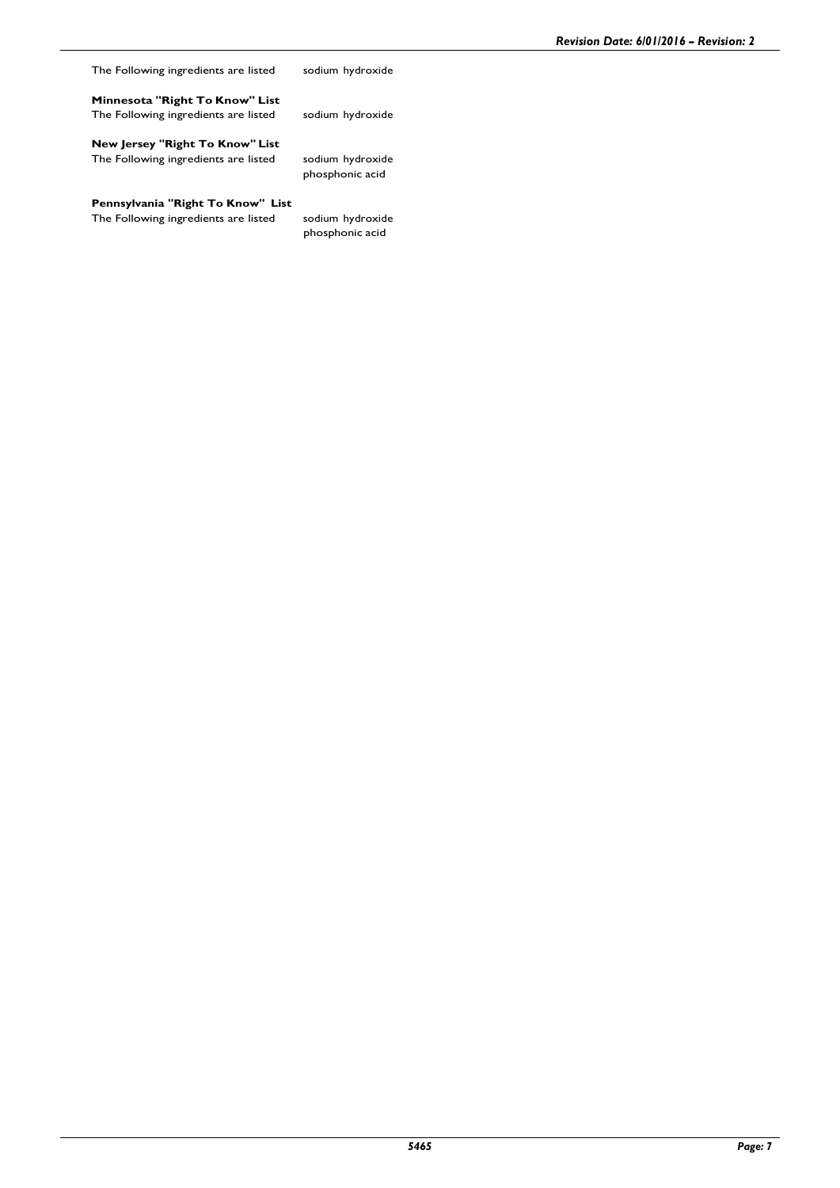| | |
|---|---|
| The Following ingredients are listed | sodium hydroxide |

**Minnesota "Right To Know" List**

| | |
|---|---|
| The Following ingredients are listed | sodium hydroxide |

**New Jersey "Right To Know" List**

| | |
|---|---|
| The Following ingredients are listed | sodium hydroxide |
| | phosphonic acid |

**Pennsylvania "Right To Know" List**

| | |
|---|---|
| The Following ingredients are listed | sodium hydroxide |
| | phosphonic acid |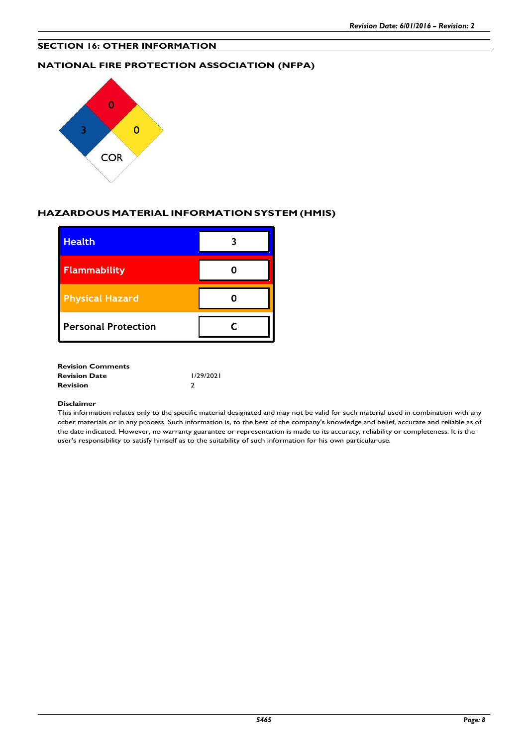## SECTION 16: OTHER INFORMATION

### NATIONAL FIRE PROTECTION ASSOCIATION (NFPA)

0
3
0
COR

### HAZARDOUS MATERIAL INFORMATION SYSTEM (HMIS)

| | |
|---|---|
| Health | 3 |
| Flammability | 0 |
| Physical Hazard | 0 |
| Personal Protection | C |

**Revision Comments**
**Revision Date** 1/29/2021
**Revision** 2

**Disclaimer**

This information relates only to the specific material designated and may not be valid for such material used in combination with any other materials or in any process. Such information is, to the best of the company's knowledge and belief, accurate and reliable as of the date indicated. However, no warranty guarantee or representation is made to its accuracy, reliability or completeness. It is the user's responsibility to satisfy himself as to the suitability of such information for his own particular use.